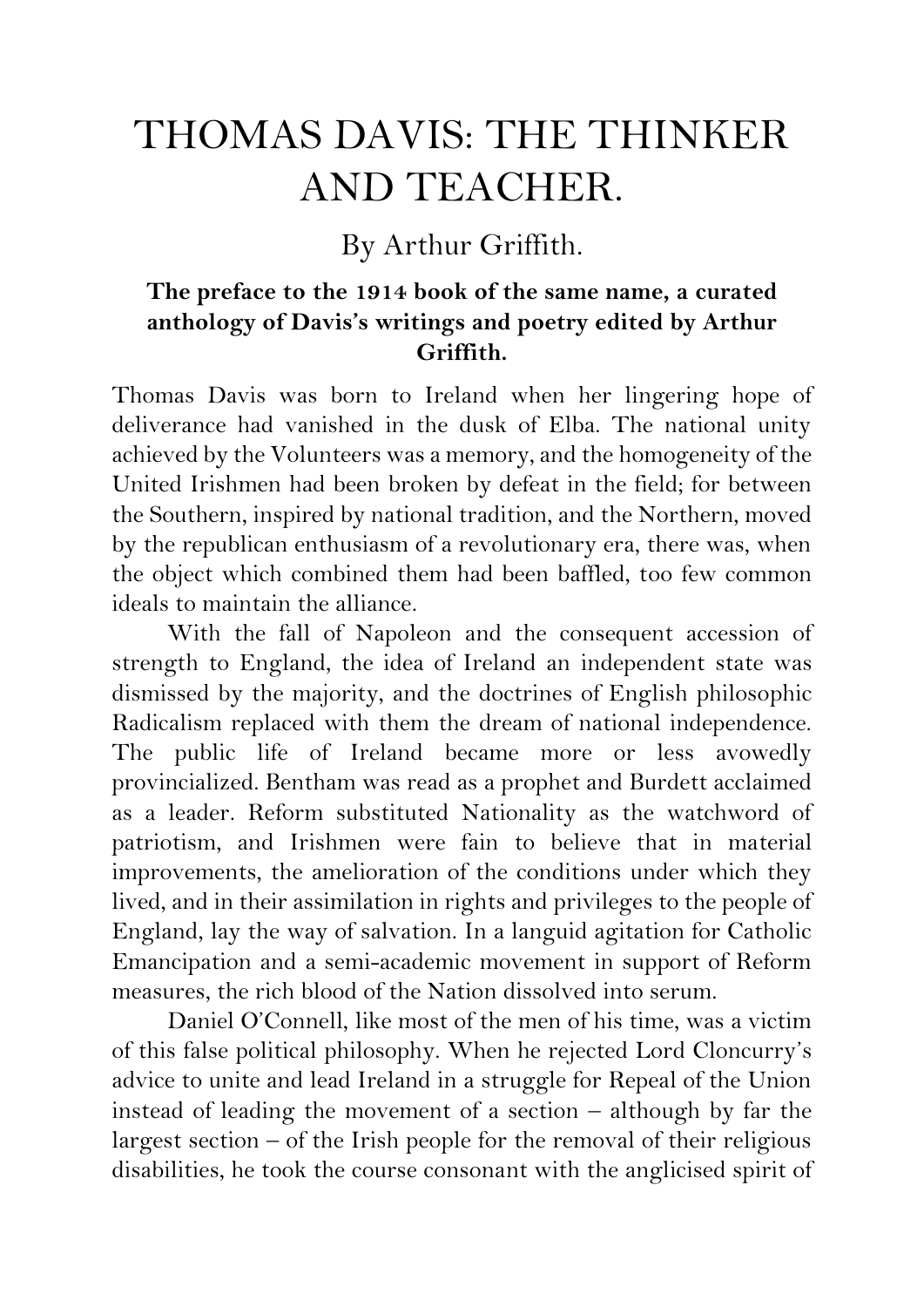# THOMAS DAVIS: THE THINKER AND TEACHER.

By Arthur Griffith.

**The preface to the 1914 book of the same name, a curated anthology of Davis's writings and poetry edited by Arthur Griffith.**

Thomas Davis was born to Ireland when her lingering hope of deliverance had vanished in the dusk of Elba. The national unity achieved by the Volunteers was a memory, and the homogeneity of the United Irishmen had been broken by defeat in the field; for between the Southern, inspired by national tradition, and the Northern, moved by the republican enthusiasm of a revolutionary era, there was, when the object which combined them had been baffled, too few common ideals to maintain the alliance.

With the fall of Napoleon and the consequent accession of strength to England, the idea of Ireland an independent state was dismissed by the majority, and the doctrines of English philosophic Radicalism replaced with them the dream of national independence. The public life of Ireland became more or less avowedly provincialized. Bentham was read as a prophet and Burdett acclaimed as a leader. Reform substituted Nationality as the watchword of patriotism, and Irishmen were fain to believe that in material improvements, the amelioration of the conditions under which they lived, and in their assimilation in rights and privileges to the people of England, lay the way of salvation. In a languid agitation for Catholic Emancipation and a semi-academic movement in support of Reform measures, the rich blood of the Nation dissolved into serum.

Daniel O'Connell, like most of the men of his time, was a victim of this false political philosophy. When he rejected Lord Cloncurry's advice to unite and lead Ireland in a struggle for Repeal of the Union instead of leading the movement of a section – although by far the largest section – of the Irish people for the removal of their religious disabilities, he took the course consonant with the anglicised spirit of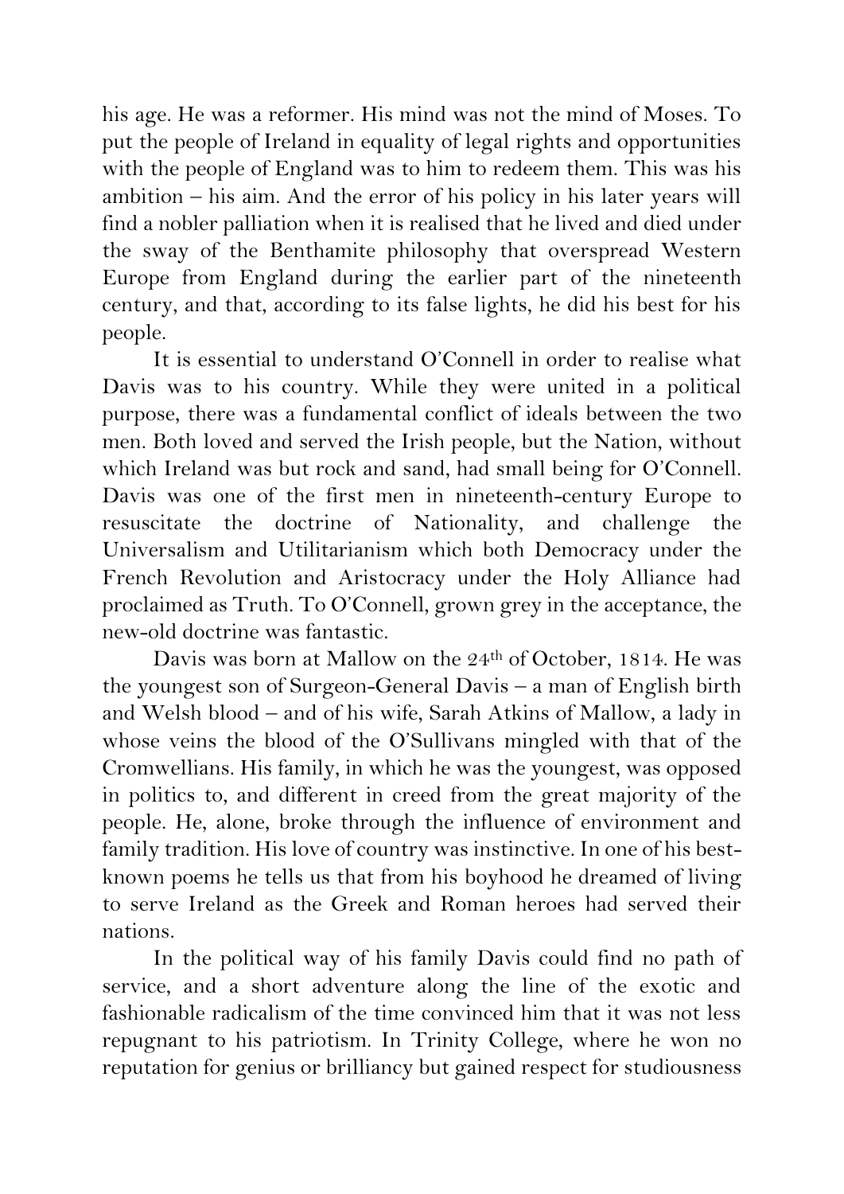his age. He was a reformer. His mind was not the mind of Moses. To put the people of Ireland in equality of legal rights and opportunities with the people of England was to him to redeem them. This was his ambition – his aim. And the error of his policy in his later years will find a nobler palliation when it is realised that he lived and died under the sway of the Benthamite philosophy that overspread Western Europe from England during the earlier part of the nineteenth century, and that, according to its false lights, he did his best for his people.

It is essential to understand O'Connell in order to realise what Davis was to his country. While they were united in a political purpose, there was a fundamental conflict of ideals between the two men. Both loved and served the Irish people, but the Nation, without which Ireland was but rock and sand, had small being for O'Connell. Davis was one of the first men in nineteenth-century Europe to resuscitate the doctrine of Nationality, and challenge the Universalism and Utilitarianism which both Democracy under the French Revolution and Aristocracy under the Holy Alliance had proclaimed as Truth. To O'Connell, grown grey in the acceptance, the new-old doctrine was fantastic.

Davis was born at Mallow on the 24th of October, 1814. He was the youngest son of Surgeon-General Davis – a man of English birth and Welsh blood – and of his wife, Sarah Atkins of Mallow, a lady in whose veins the blood of the O'Sullivans mingled with that of the Cromwellians. His family, in which he was the youngest, was opposed in politics to, and different in creed from the great majority of the people. He, alone, broke through the influence of environment and family tradition. His love of country was instinctive. In one of his best-known poems he tells us that from his boyhood he dreamed of living to serve Ireland as the Greek and Roman heroes had served their nations.

In the political way of his family Davis could find no path of service, and a short adventure along the line of the exotic and fashionable radicalism of the time convinced him that it was not less repugnant to his patriotism. In Trinity College, where he won no reputation for genius or brilliancy but gained respect for studiousness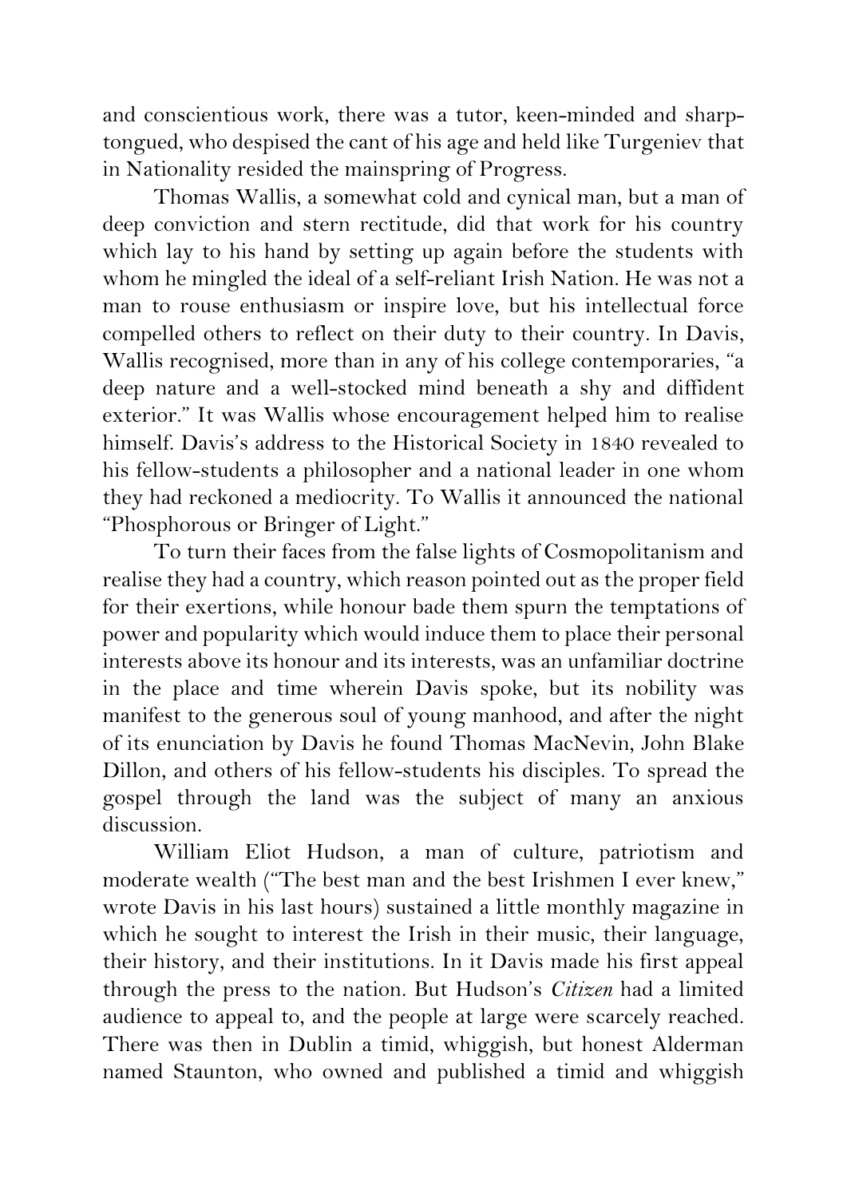and conscientious work, there was a tutor, keen-minded and sharp-tongued, who despised the cant of his age and held like Turgeniev that in Nationality resided the mainspring of Progress.

Thomas Wallis, a somewhat cold and cynical man, but a man of deep conviction and stern rectitude, did that work for his country which lay to his hand by setting up again before the students with whom he mingled the ideal of a self-reliant Irish Nation. He was not a man to rouse enthusiasm or inspire love, but his intellectual force compelled others to reflect on their duty to their country. In Davis, Wallis recognised, more than in any of his college contemporaries, "a deep nature and a well-stocked mind beneath a shy and diffident exterior." It was Wallis whose encouragement helped him to realise himself. Davis's address to the Historical Society in 1840 revealed to his fellow-students a philosopher and a national leader in one whom they had reckoned a mediocrity. To Wallis it announced the national "Phosphorous or Bringer of Light."

To turn their faces from the false lights of Cosmopolitanism and realise they had a country, which reason pointed out as the proper field for their exertions, while honour bade them spurn the temptations of power and popularity which would induce them to place their personal interests above its honour and its interests, was an unfamiliar doctrine in the place and time wherein Davis spoke, but its nobility was manifest to the generous soul of young manhood, and after the night of its enunciation by Davis he found Thomas MacNevin, John Blake Dillon, and others of his fellow-students his disciples. To spread the gospel through the land was the subject of many an anxious discussion.

William Eliot Hudson, a man of culture, patriotism and moderate wealth ("The best man and the best Irishmen I ever knew," wrote Davis in his last hours) sustained a little monthly magazine in which he sought to interest the Irish in their music, their language, their history, and their institutions. In it Davis made his first appeal through the press to the nation. But Hudson's *Citizen* had a limited audience to appeal to, and the people at large were scarcely reached. There was then in Dublin a timid, whiggish, but honest Alderman named Staunton, who owned and published a timid and whiggish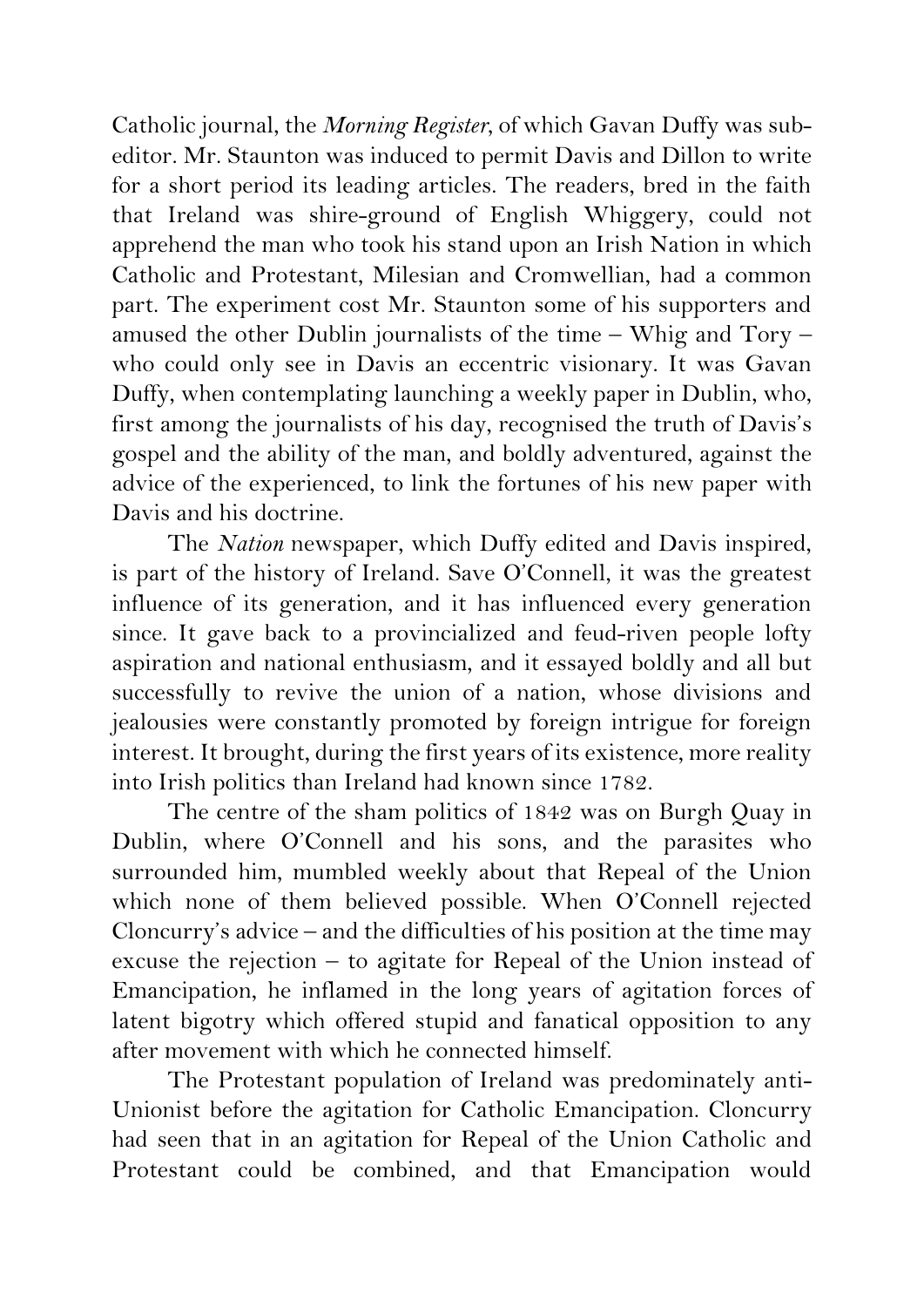Catholic journal, the *Morning Register*, of which Gavan Duffy was sub-editor. Mr. Staunton was induced to permit Davis and Dillon to write for a short period its leading articles. The readers, bred in the faith that Ireland was shire-ground of English Whiggery, could not apprehend the man who took his stand upon an Irish Nation in which Catholic and Protestant, Milesian and Cromwellian, had a common part. The experiment cost Mr. Staunton some of his supporters and amused the other Dublin journalists of the time – Whig and Tory – who could only see in Davis an eccentric visionary. It was Gavan Duffy, when contemplating launching a weekly paper in Dublin, who, first among the journalists of his day, recognised the truth of Davis's gospel and the ability of the man, and boldly adventured, against the advice of the experienced, to link the fortunes of his new paper with Davis and his doctrine.

The *Nation* newspaper, which Duffy edited and Davis inspired, is part of the history of Ireland. Save O'Connell, it was the greatest influence of its generation, and it has influenced every generation since. It gave back to a provincialized and feud-riven people lofty aspiration and national enthusiasm, and it essayed boldly and all but successfully to revive the union of a nation, whose divisions and jealousies were constantly promoted by foreign intrigue for foreign interest. It brought, during the first years of its existence, more reality into Irish politics than Ireland had known since 1782.

The centre of the sham politics of 1842 was on Burgh Quay in Dublin, where O'Connell and his sons, and the parasites who surrounded him, mumbled weekly about that Repeal of the Union which none of them believed possible. When O'Connell rejected Cloncurry's advice – and the difficulties of his position at the time may excuse the rejection – to agitate for Repeal of the Union instead of Emancipation, he inflamed in the long years of agitation forces of latent bigotry which offered stupid and fanatical opposition to any after movement with which he connected himself.

The Protestant population of Ireland was predominately anti-Unionist before the agitation for Catholic Emancipation. Cloncurry had seen that in an agitation for Repeal of the Union Catholic and Protestant could be combined, and that Emancipation would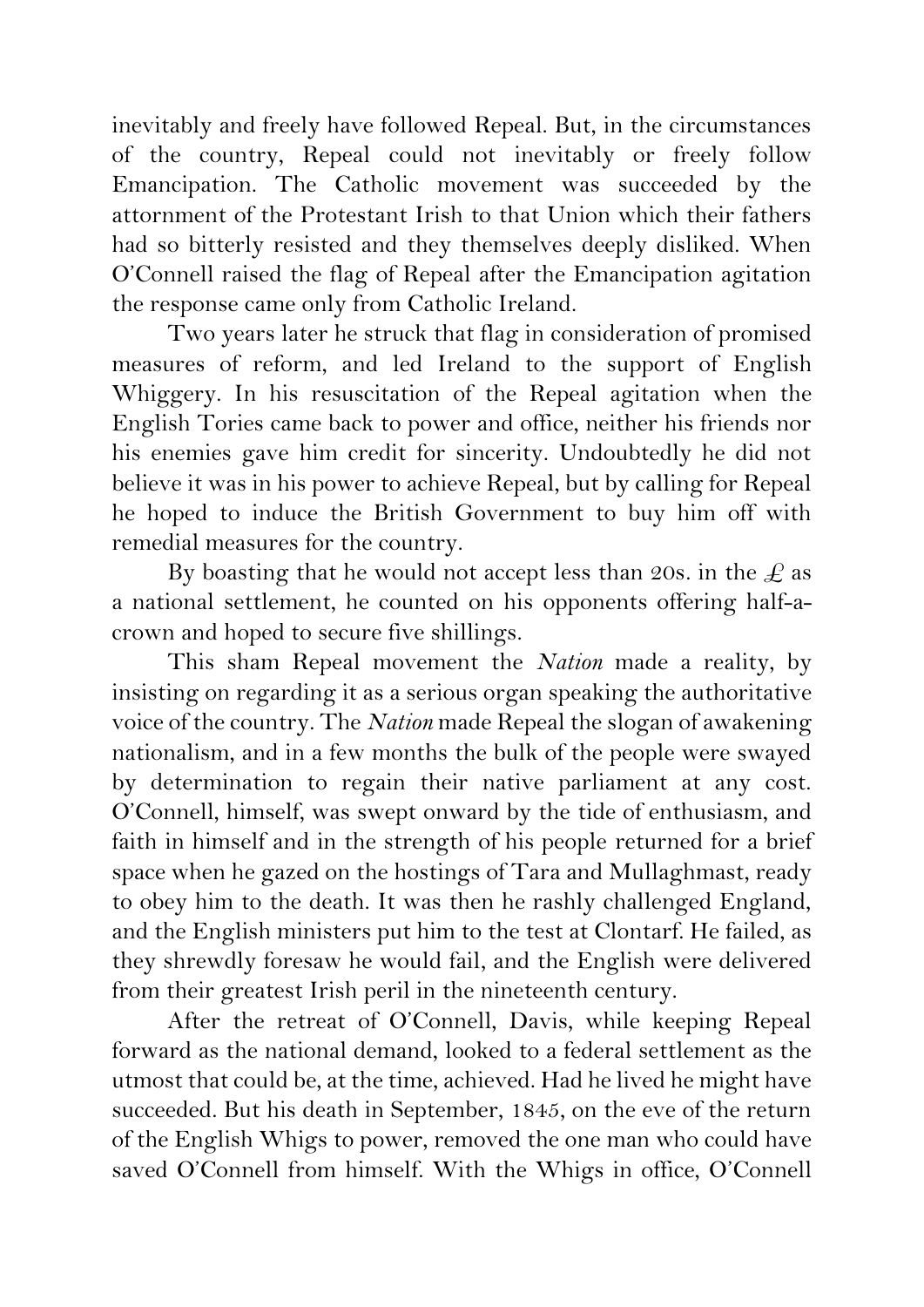inevitably and freely have followed Repeal. But, in the circumstances of the country, Repeal could not inevitably or freely follow Emancipation. The Catholic movement was succeeded by the attornment of the Protestant Irish to that Union which their fathers had so bitterly resisted and they themselves deeply disliked. When O'Connell raised the flag of Repeal after the Emancipation agitation the response came only from Catholic Ireland.

Two years later he struck that flag in consideration of promised measures of reform, and led Ireland to the support of English Whiggery. In his resuscitation of the Repeal agitation when the English Tories came back to power and office, neither his friends nor his enemies gave him credit for sincerity. Undoubtedly he did not believe it was in his power to achieve Repeal, but by calling for Repeal he hoped to induce the British Government to buy him off with remedial measures for the country.

By boasting that he would not accept less than 20s. in the £ as a national settlement, he counted on his opponents offering half-a-crown and hoped to secure five shillings.

This sham Repeal movement the *Nation* made a reality, by insisting on regarding it as a serious organ speaking the authoritative voice of the country. The *Nation* made Repeal the slogan of awakening nationalism, and in a few months the bulk of the people were swayed by determination to regain their native parliament at any cost. O'Connell, himself, was swept onward by the tide of enthusiasm, and faith in himself and in the strength of his people returned for a brief space when he gazed on the hostings of Tara and Mullaghmast, ready to obey him to the death. It was then he rashly challenged England, and the English ministers put him to the test at Clontarf. He failed, as they shrewdly foresaw he would fail, and the English were delivered from their greatest Irish peril in the nineteenth century.

After the retreat of O'Connell, Davis, while keeping Repeal forward as the national demand, looked to a federal settlement as the utmost that could be, at the time, achieved. Had he lived he might have succeeded. But his death in September, 1845, on the eve of the return of the English Whigs to power, removed the one man who could have saved O'Connell from himself. With the Whigs in office, O'Connell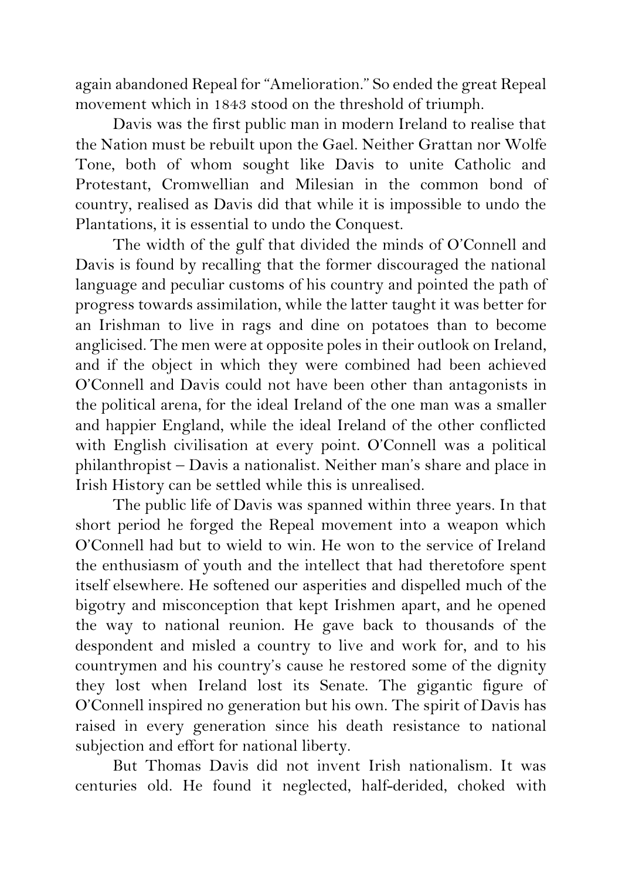again abandoned Repeal for "Amelioration." So ended the great Repeal movement which in 1843 stood on the threshold of triumph.

Davis was the first public man in modern Ireland to realise that the Nation must be rebuilt upon the Gael. Neither Grattan nor Wolfe Tone, both of whom sought like Davis to unite Catholic and Protestant, Cromwellian and Milesian in the common bond of country, realised as Davis did that while it is impossible to undo the Plantations, it is essential to undo the Conquest.

The width of the gulf that divided the minds of O'Connell and Davis is found by recalling that the former discouraged the national language and peculiar customs of his country and pointed the path of progress towards assimilation, while the latter taught it was better for an Irishman to live in rags and dine on potatoes than to become anglicised. The men were at opposite poles in their outlook on Ireland, and if the object in which they were combined had been achieved O'Connell and Davis could not have been other than antagonists in the political arena, for the ideal Ireland of the one man was a smaller and happier England, while the ideal Ireland of the other conflicted with English civilisation at every point. O'Connell was a political philanthropist – Davis a nationalist. Neither man's share and place in Irish History can be settled while this is unrealised.

The public life of Davis was spanned within three years. In that short period he forged the Repeal movement into a weapon which O'Connell had but to wield to win. He won to the service of Ireland the enthusiasm of youth and the intellect that had theretofore spent itself elsewhere. He softened our asperities and dispelled much of the bigotry and misconception that kept Irishmen apart, and he opened the way to national reunion. He gave back to thousands of the despondent and misled a country to live and work for, and to his countrymen and his country's cause he restored some of the dignity they lost when Ireland lost its Senate. The gigantic figure of O'Connell inspired no generation but his own. The spirit of Davis has raised in every generation since his death resistance to national subjection and effort for national liberty.

But Thomas Davis did not invent Irish nationalism. It was centuries old. He found it neglected, half-derided, choked with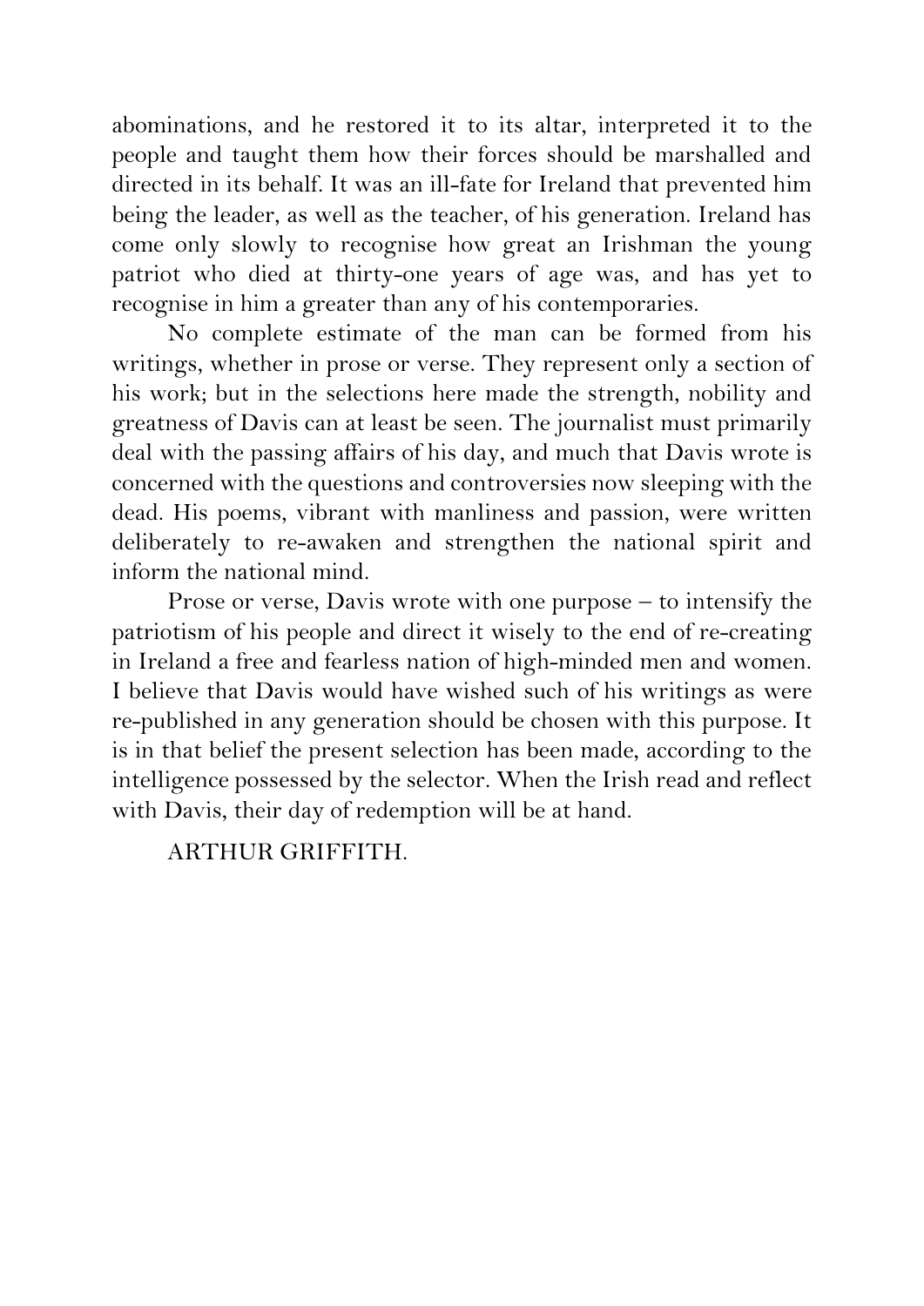abominations, and he restored it to its altar, interpreted it to the people and taught them how their forces should be marshalled and directed in its behalf. It was an ill-fate for Ireland that prevented him being the leader, as well as the teacher, of his generation. Ireland has come only slowly to recognise how great an Irishman the young patriot who died at thirty-one years of age was, and has yet to recognise in him a greater than any of his contemporaries.

No complete estimate of the man can be formed from his writings, whether in prose or verse. They represent only a section of his work; but in the selections here made the strength, nobility and greatness of Davis can at least be seen. The journalist must primarily deal with the passing affairs of his day, and much that Davis wrote is concerned with the questions and controversies now sleeping with the dead. His poems, vibrant with manliness and passion, were written deliberately to re-awaken and strengthen the national spirit and inform the national mind.

Prose or verse, Davis wrote with one purpose – to intensify the patriotism of his people and direct it wisely to the end of re-creating in Ireland a free and fearless nation of high-minded men and women. I believe that Davis would have wished such of his writings as were re-published in any generation should be chosen with this purpose. It is in that belief the present selection has been made, according to the intelligence possessed by the selector. When the Irish read and reflect with Davis, their day of redemption will be at hand.

ARTHUR GRIFFITH.